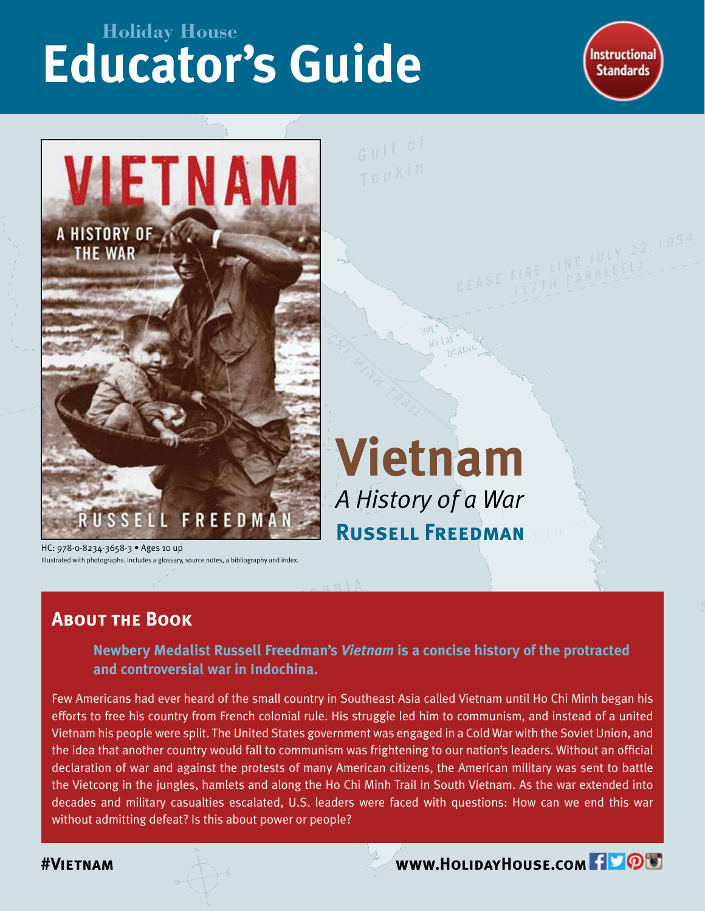Holiday House

# Educator's Guide

Instructional Standards

# Vietnam

*A History of a War*

**Russell Freedman**

HC: 978-0-8234-3658-3 • Ages 10 up

Illustrated with photographs. Includes a glossary, source notes, a bibliography and index.

## About the Book

**Newbery Medalist Russell Freedman's *Vietnam* is a concise history of the protracted and controversial war in Indochina.**

Few Americans had ever heard of the small country in Southeast Asia called Vietnam until Ho Chi Minh began his efforts to free his country from French colonial rule. His struggle led him to communism, and instead of a united Vietnam his people were split. The United States government was engaged in a Cold War with the Soviet Union, and the idea that another country would fall to communism was frightening to our nation's leaders. Without an official declaration of war and against the protests of many American citizens, the American military was sent to battle the Vietcong in the jungles, hamlets and along the Ho Chi Minh Trail in South Vietnam. As the war extended into decades and military casualties escalated, U.S. leaders were faced with questions: How can we end this war without admitting defeat? Is this about power or people?

**#Vietnam** **www.HolidayHouse.com**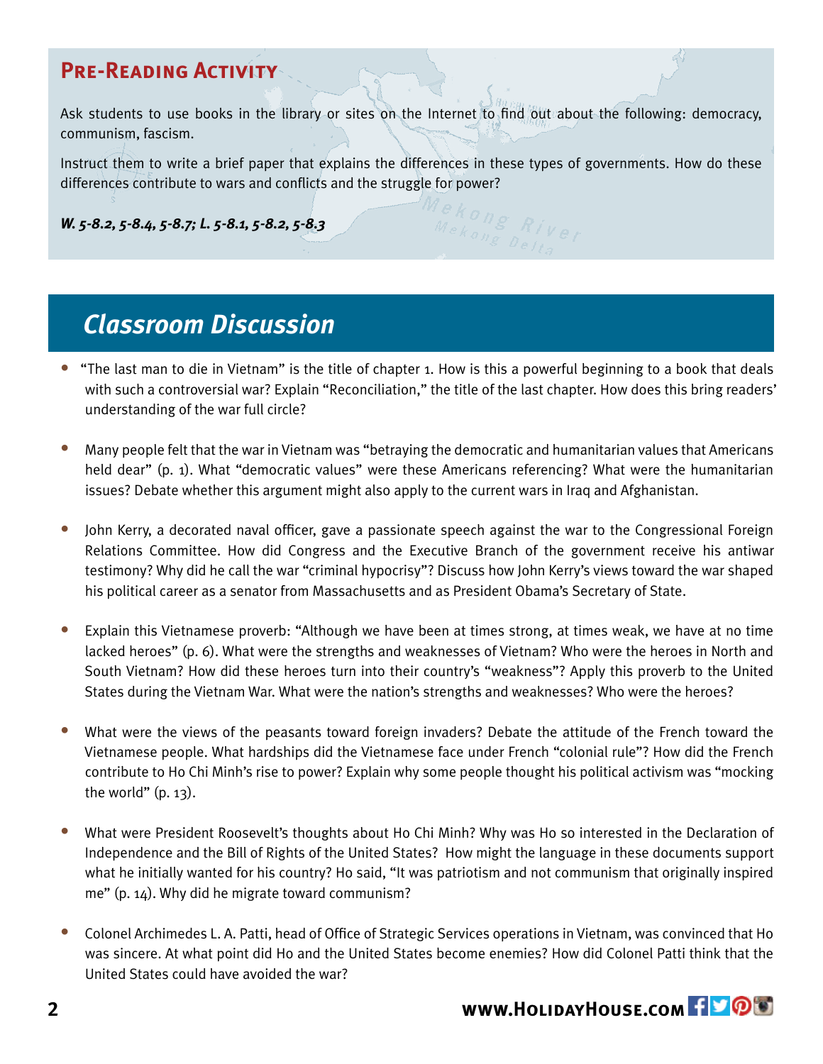## Pre-Reading Activity

Ask students to use books in the library or sites on the Internet to find out about the following: democracy, communism, fascism.

Instruct them to write a brief paper that explains the differences in these types of governments. How do these differences contribute to wars and conflicts and the struggle for power?

***W. 5-8.2, 5-8.4, 5-8.7; L. 5-8.1, 5-8.2, 5-8.3***

## *Classroom Discussion*

- "The last man to die in Vietnam" is the title of chapter 1. How is this a powerful beginning to a book that deals with such a controversial war? Explain "Reconciliation," the title of the last chapter. How does this bring readers' understanding of the war full circle?

- Many people felt that the war in Vietnam was "betraying the democratic and humanitarian values that Americans held dear" (p. 1). What "democratic values" were these Americans referencing? What were the humanitarian issues? Debate whether this argument might also apply to the current wars in Iraq and Afghanistan.

- John Kerry, a decorated naval officer, gave a passionate speech against the war to the Congressional Foreign Relations Committee. How did Congress and the Executive Branch of the government receive his antiwar testimony? Why did he call the war "criminal hypocrisy"? Discuss how John Kerry's views toward the war shaped his political career as a senator from Massachusetts and as President Obama's Secretary of State.

- Explain this Vietnamese proverb: "Although we have been at times strong, at times weak, we have at no time lacked heroes" (p. 6). What were the strengths and weaknesses of Vietnam? Who were the heroes in North and South Vietnam? How did these heroes turn into their country's "weakness"? Apply this proverb to the United States during the Vietnam War. What were the nation's strengths and weaknesses? Who were the heroes?

- What were the views of the peasants toward foreign invaders? Debate the attitude of the French toward the Vietnamese people. What hardships did the Vietnamese face under French "colonial rule"? How did the French contribute to Ho Chi Minh's rise to power? Explain why some people thought his political activism was "mocking the world" (p. 13).

- What were President Roosevelt's thoughts about Ho Chi Minh? Why was Ho so interested in the Declaration of Independence and the Bill of Rights of the United States? How might the language in these documents support what he initially wanted for his country? Ho said, "It was patriotism and not communism that originally inspired me" (p. 14). Why did he migrate toward communism?

- Colonel Archimedes L. A. Patti, head of Office of Strategic Services operations in Vietnam, was convinced that Ho was sincere. At what point did Ho and the United States become enemies? How did Colonel Patti think that the United States could have avoided the war?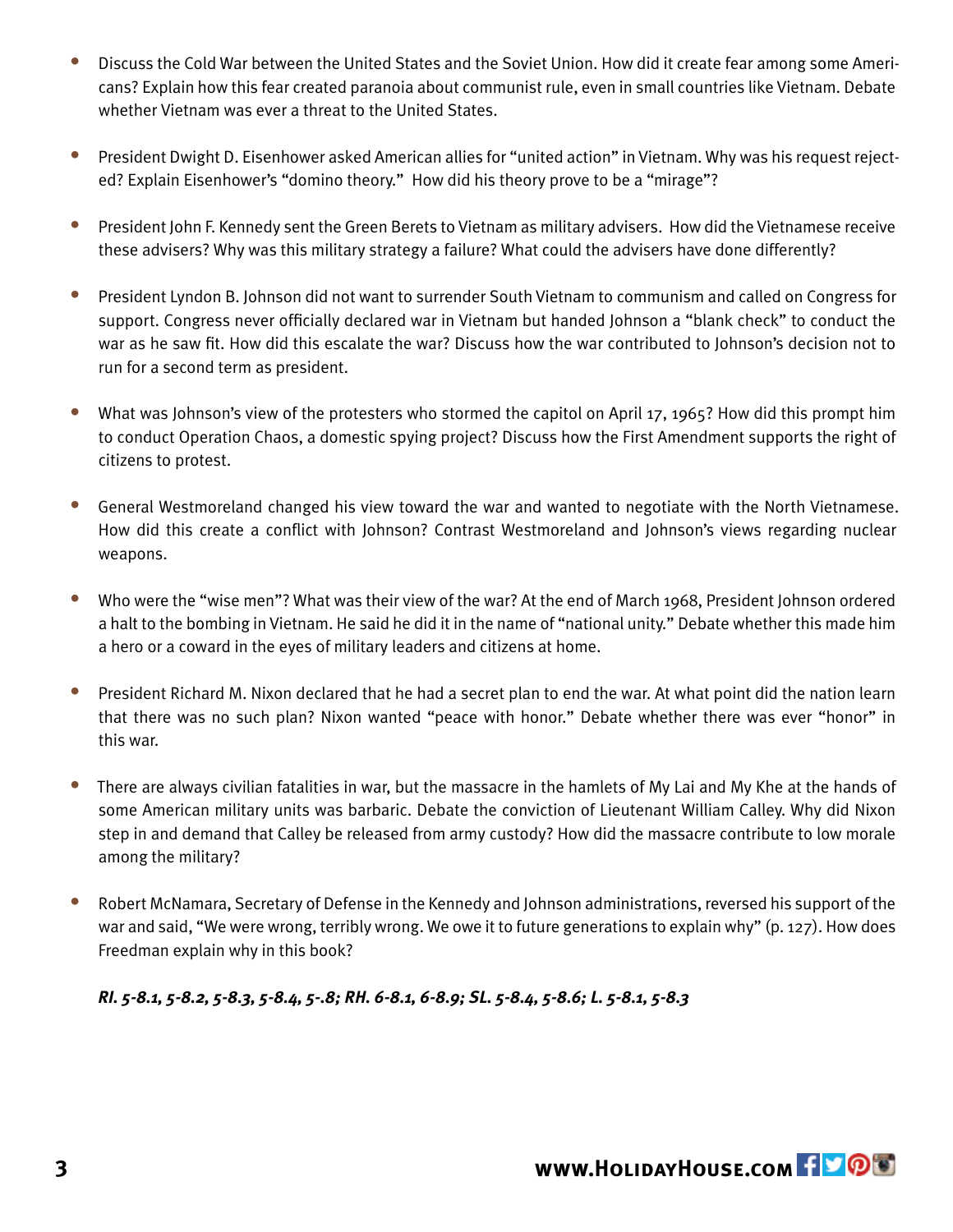- Discuss the Cold War between the United States and the Soviet Union. How did it create fear among some Americans? Explain how this fear created paranoia about communist rule, even in small countries like Vietnam. Debate whether Vietnam was ever a threat to the United States.

- President Dwight D. Eisenhower asked American allies for "united action" in Vietnam. Why was his request rejected? Explain Eisenhower's "domino theory." How did his theory prove to be a "mirage"?

- President John F. Kennedy sent the Green Berets to Vietnam as military advisers. How did the Vietnamese receive these advisers? Why was this military strategy a failure? What could the advisers have done differently?

- President Lyndon B. Johnson did not want to surrender South Vietnam to communism and called on Congress for support. Congress never officially declared war in Vietnam but handed Johnson a "blank check" to conduct the war as he saw fit. How did this escalate the war? Discuss how the war contributed to Johnson's decision not to run for a second term as president.

- What was Johnson's view of the protesters who stormed the capitol on April 17, 1965? How did this prompt him to conduct Operation Chaos, a domestic spying project? Discuss how the First Amendment supports the right of citizens to protest.

- General Westmoreland changed his view toward the war and wanted to negotiate with the North Vietnamese. How did this create a conflict with Johnson? Contrast Westmoreland and Johnson's views regarding nuclear weapons.

- Who were the "wise men"? What was their view of the war? At the end of March 1968, President Johnson ordered a halt to the bombing in Vietnam. He said he did it in the name of "national unity." Debate whether this made him a hero or a coward in the eyes of military leaders and citizens at home.

- President Richard M. Nixon declared that he had a secret plan to end the war. At what point did the nation learn that there was no such plan? Nixon wanted "peace with honor." Debate whether there was ever "honor" in this war.

- There are always civilian fatalities in war, but the massacre in the hamlets of My Lai and My Khe at the hands of some American military units was barbaric. Debate the conviction of Lieutenant William Calley. Why did Nixon step in and demand that Calley be released from army custody? How did the massacre contribute to low morale among the military?

- Robert McNamara, Secretary of Defense in the Kennedy and Johnson administrations, reversed his support of the war and said, "We were wrong, terribly wrong. We owe it to future generations to explain why" (p. 127). How does Freedman explain why in this book?

***RI. 5-8.1, 5-8.2, 5-8.3, 5-8.4, 5-.8; RH. 6-8.1, 6-8.9; SL. 5-8.4, 5-8.6; L. 5-8.1, 5-8.3***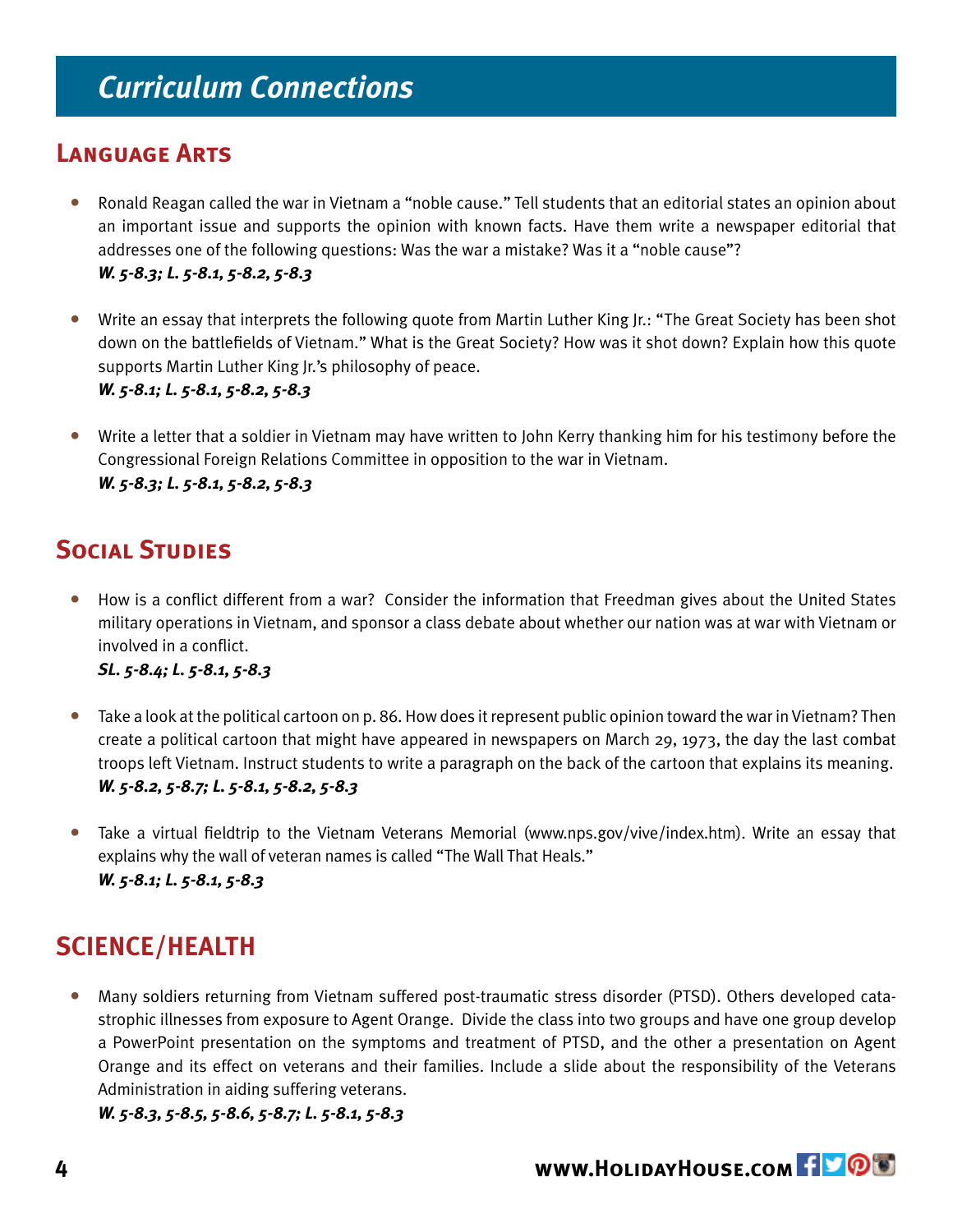# Curriculum Connections

## Language Arts

- Ronald Reagan called the war in Vietnam a "noble cause." Tell students that an editorial states an opinion about an important issue and supports the opinion with known facts. Have them write a newspaper editorial that addresses one of the following questions: Was the war a mistake? Was it a "noble cause"?
  ***W. 5-8.3; L. 5-8.1, 5-8.2, 5-8.3***

- Write an essay that interprets the following quote from Martin Luther King Jr.: "The Great Society has been shot down on the battlefields of Vietnam." What is the Great Society? How was it shot down? Explain how this quote supports Martin Luther King Jr.'s philosophy of peace.
  ***W. 5-8.1; L. 5-8.1, 5-8.2, 5-8.3***

- Write a letter that a soldier in Vietnam may have written to John Kerry thanking him for his testimony before the Congressional Foreign Relations Committee in opposition to the war in Vietnam.
  ***W. 5-8.3; L. 5-8.1, 5-8.2, 5-8.3***

## Social Studies

- How is a conflict different from a war? Consider the information that Freedman gives about the United States military operations in Vietnam, and sponsor a class debate about whether our nation was at war with Vietnam or involved in a conflict.
  ***SL. 5-8.4; L. 5-8.1, 5-8.3***

- Take a look at the political cartoon on p. 86. How does it represent public opinion toward the war in Vietnam? Then create a political cartoon that might have appeared in newspapers on March 29, 1973, the day the last combat troops left Vietnam. Instruct students to write a paragraph on the back of the cartoon that explains its meaning.
  ***W. 5-8.2, 5-8.7; L. 5-8.1, 5-8.2, 5-8.3***

- Take a virtual fieldtrip to the Vietnam Veterans Memorial (www.nps.gov/vive/index.htm). Write an essay that explains why the wall of veteran names is called "The Wall That Heals."
  ***W. 5-8.1; L. 5-8.1, 5-8.3***

## SCIENCE/HEALTH

- Many soldiers returning from Vietnam suffered post-traumatic stress disorder (PTSD). Others developed catastrophic illnesses from exposure to Agent Orange. Divide the class into two groups and have one group develop a PowerPoint presentation on the symptoms and treatment of PTSD, and the other a presentation on Agent Orange and its effect on veterans and their families. Include a slide about the responsibility of the Veterans Administration in aiding suffering veterans.
  ***W. 5-8.3, 5-8.5, 5-8.6, 5-8.7; L. 5-8.1, 5-8.3***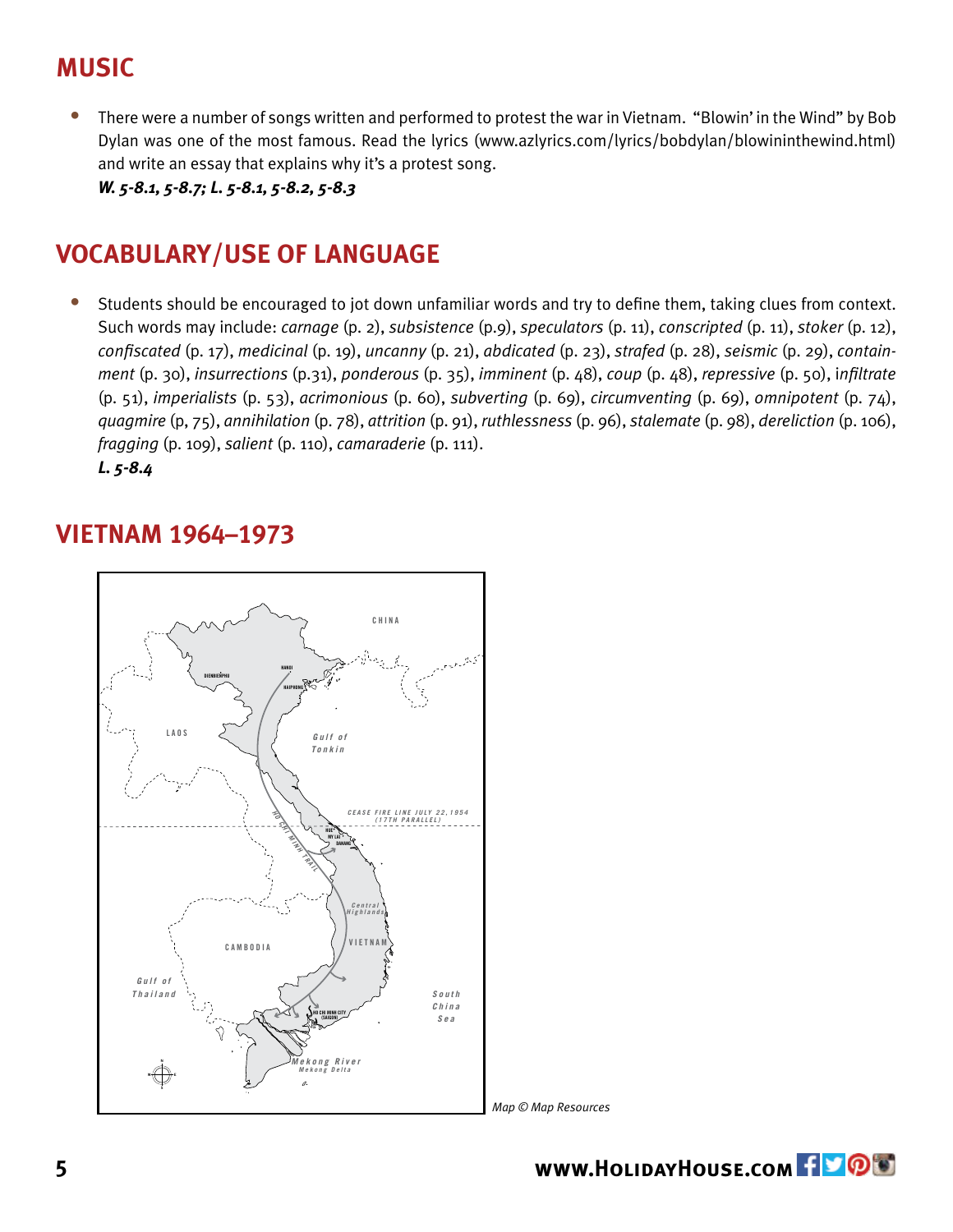## MUSIC

- There were a number of songs written and performed to protest the war in Vietnam. "Blowin' in the Wind" by Bob Dylan was one of the most famous. Read the lyrics (www.azlyrics.com/lyrics/bobdylan/blowininthewind.html) and write an essay that explains why it's a protest song.
  ***W. 5-8.1, 5-8.7; L. 5-8.1, 5-8.2, 5-8.3***

## VOCABULARY/USE OF LANGUAGE

- Students should be encouraged to jot down unfamiliar words and try to define them, taking clues from context. Such words may include: *carnage* (p. 2), *subsistence* (p.9), *speculators* (p. 11), *conscripted* (p. 11), *stoker* (p. 12), *confiscated* (p. 17), *medicinal* (p. 19), *uncanny* (p. 21), *abdicated* (p. 23), *strafed* (p. 28), *seismic* (p. 29), *containment* (p. 30), *insurrections* (p.31), *ponderous* (p. 35), *imminent* (p. 48), *coup* (p. 48), *repressive* (p. 50), i*nfiltrate* (p. 51), *imperialists* (p. 53), *acrimonious* (p. 60), *subverting* (p. 69), *circumventing* (p. 69), *omnipotent* (p. 74), *quagmire* (p, 75), *annihilation* (p. 78), *attrition* (p. 91), *ruthlessness* (p. 96), *stalemate* (p. 98), *dereliction* (p. 106), *fragging* (p. 109), *salient* (p. 110), *camaraderie* (p. 111).
  ***L. 5-8.4***

## VIETNAM 1964–1973

CHINA

HANOI

DIENBIENPHU

HAIPHONG

LAOS

Gulf of Tonkin

CEASE FIRE LINE JULY 22, 1954 (17TH PARALLEL)

HO CHI MINH TRAIL

HUE

MY LAI

DANANG

Central Highlands

VIETNAM

CAMBODIA

Gulf of Thailand

South China Sea

HO CHI MINH CITY (SAIGON)

Mekong River

Mekong Delta

*Map © Map Resources*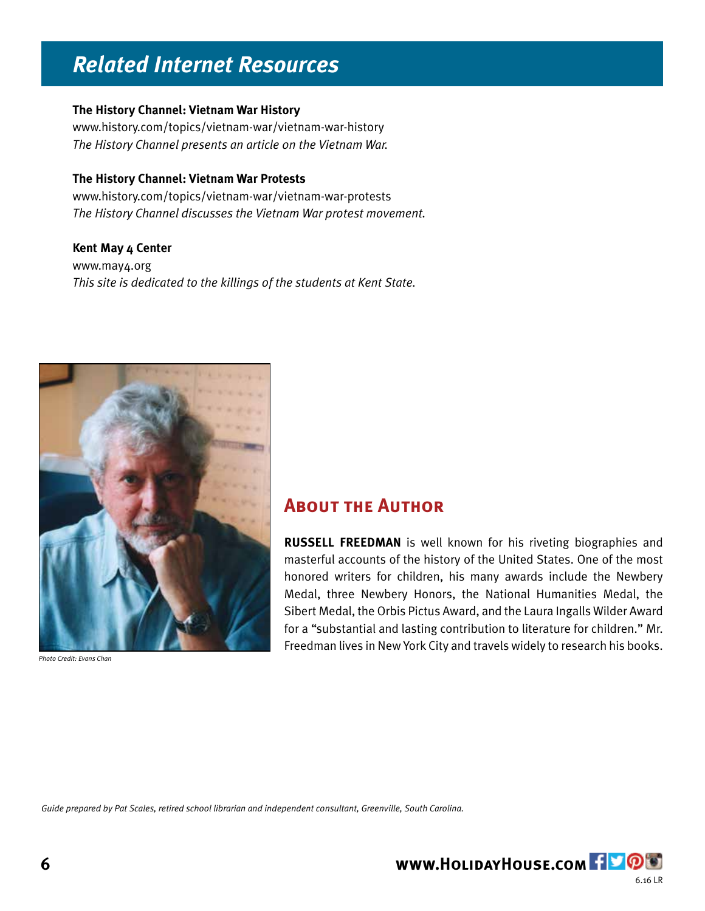## Related Internet Resources

**The History Channel: Vietnam War History**
www.history.com/topics/vietnam-war/vietnam-war-history
*The History Channel presents an article on the Vietnam War.*

**The History Channel: Vietnam War Protests**
www.history.com/topics/vietnam-war/vietnam-war-protests
*The History Channel discusses the Vietnam War protest movement.*

**Kent May 4 Center**
www.may4.org
*This site is dedicated to the killings of the students at Kent State.*

*Photo Credit: Evans Chan*

## About the Author

**RUSSELL FREEDMAN** is well known for his riveting biographies and masterful accounts of the history of the United States. One of the most honored writers for children, his many awards include the Newbery Medal, three Newbery Honors, the National Humanities Medal, the Sibert Medal, the Orbis Pictus Award, and the Laura Ingalls Wilder Award for a "substantial and lasting contribution to literature for children." Mr. Freedman lives in New York City and travels widely to research his books.

*Guide prepared by Pat Scales, retired school librarian and independent consultant, Greenville, South Carolina.*

**www.HolidayHouse.com**

6.16 LR